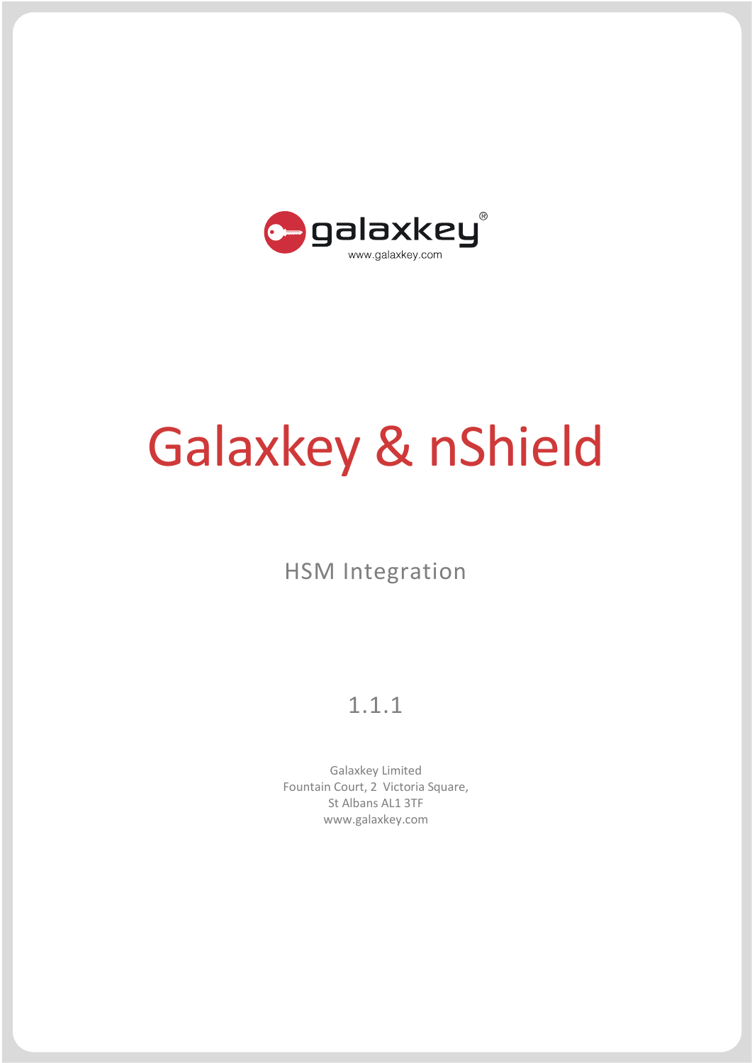galaxkey®
www.galaxkey.com

# Galaxkey & nShield

## HSM Integration

1.1.1

Galaxkey Limited
Fountain Court, 2 Victoria Square,
St Albans AL1 3TF
www.galaxkey.com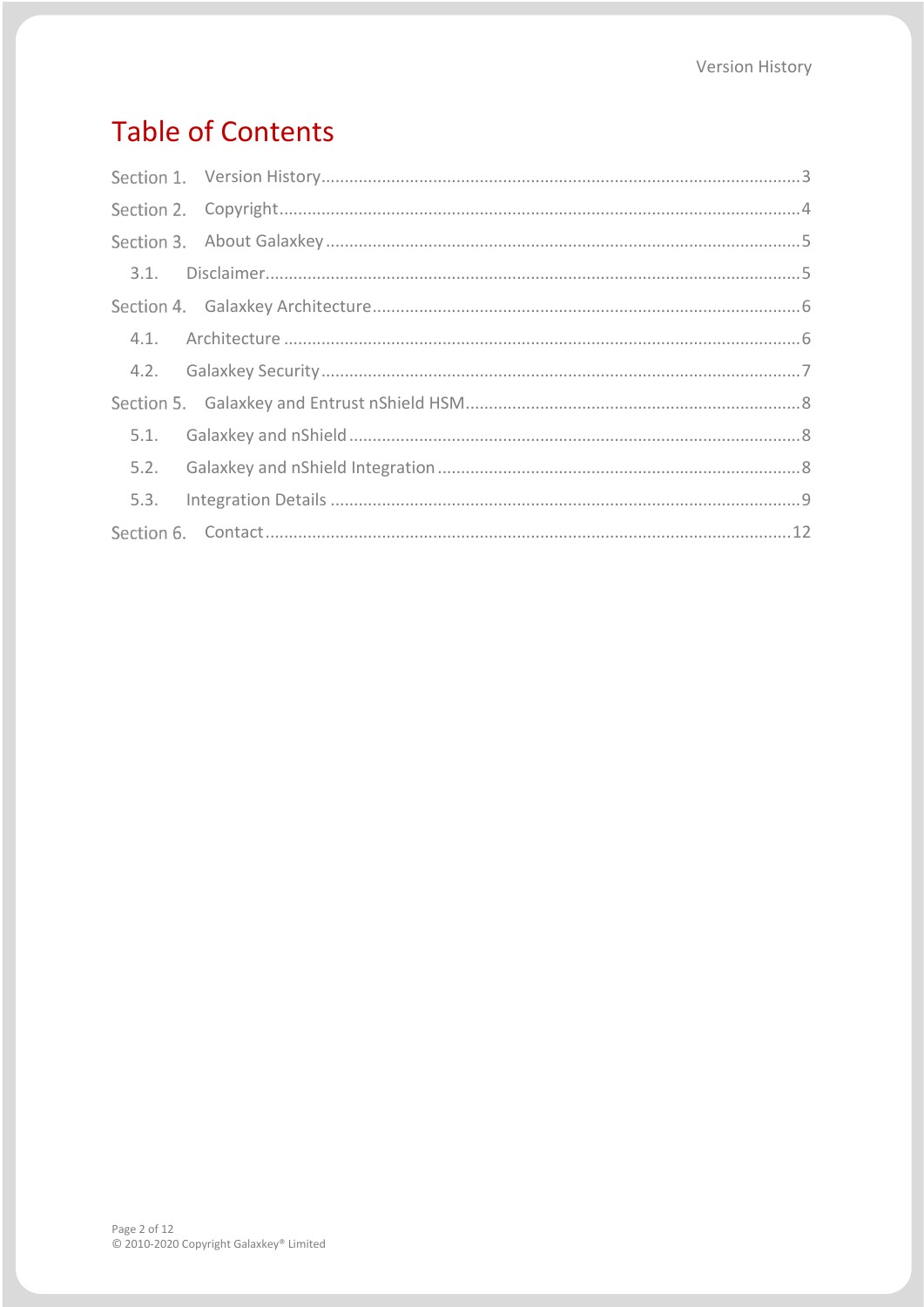# Table of Contents

Section 1. Version History ..... 3

Section 2. Copyright ..... 4

Section 3. About Galaxkey ..... 5

- 3.1. Disclaimer ..... 5

Section 4. Galaxkey Architecture ..... 6

- 4.1. Architecture ..... 6
- 4.2. Galaxkey Security ..... 7

Section 5. Galaxkey and Entrust nShield HSM ..... 8

- 5.1. Galaxkey and nShield ..... 8
- 5.2. Galaxkey and nShield Integration ..... 8
- 5.3. Integration Details ..... 9

Section 6. Contact ..... 12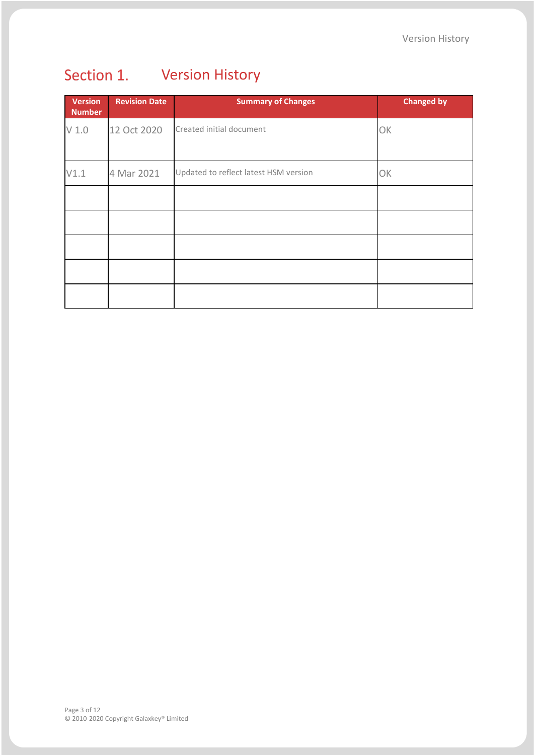# Section 1. Version History

| Version Number | Revision Date | Summary of Changes | Changed by |
| --- | --- | --- | --- |
| V 1.0 | 12 Oct 2020 | Created initial document | OK |
| V1.1 | 4 Mar 2021 | Updated to reflect latest HSM version | OK |
| | | | |
| | | | |
| | | | |
| | | | |
| | | | |

© 2010-2020 Copyright Galaxkey® Limited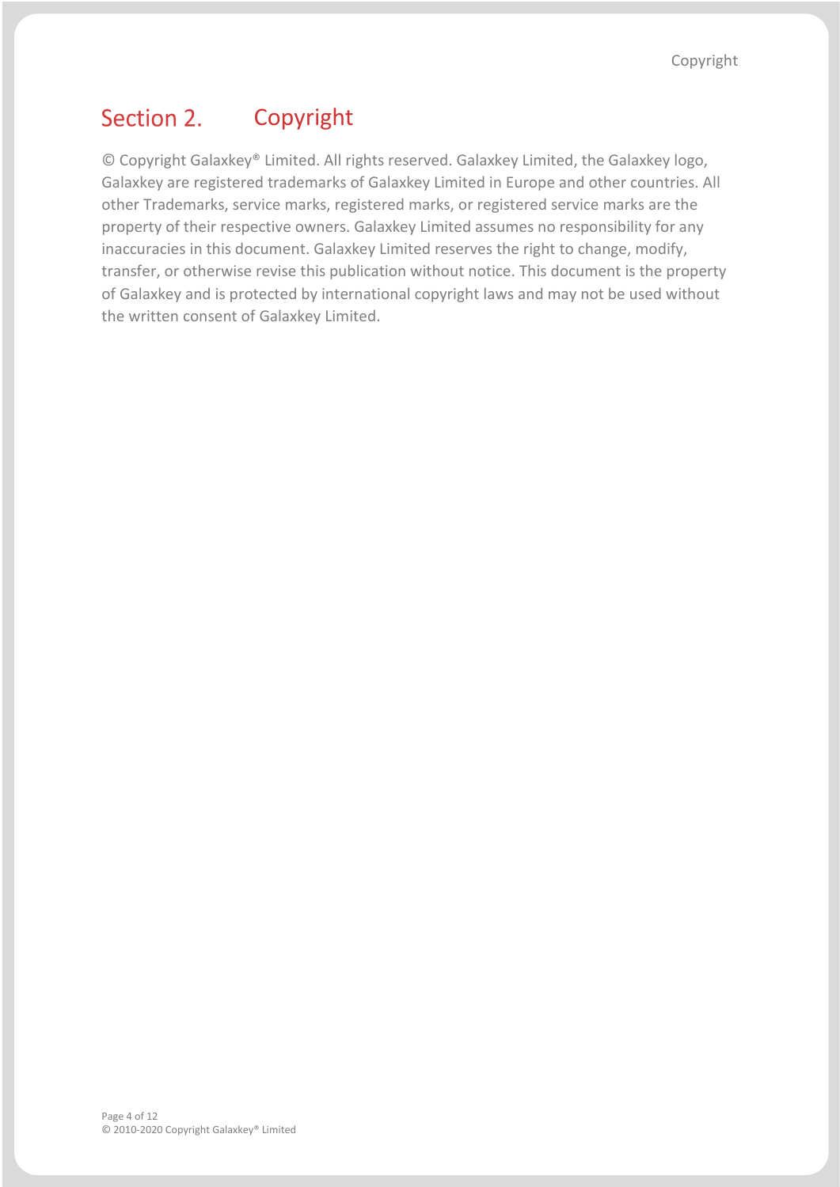# Section 2. Copyright

© Copyright Galaxkey® Limited. All rights reserved. Galaxkey Limited, the Galaxkey logo, Galaxkey are registered trademarks of Galaxkey Limited in Europe and other countries. All other Trademarks, service marks, registered marks, or registered service marks are the property of their respective owners. Galaxkey Limited assumes no responsibility for any inaccuracies in this document. Galaxkey Limited reserves the right to change, modify, transfer, or otherwise revise this publication without notice. This document is the property of Galaxkey and is protected by international copyright laws and may not be used without the written consent of Galaxkey Limited.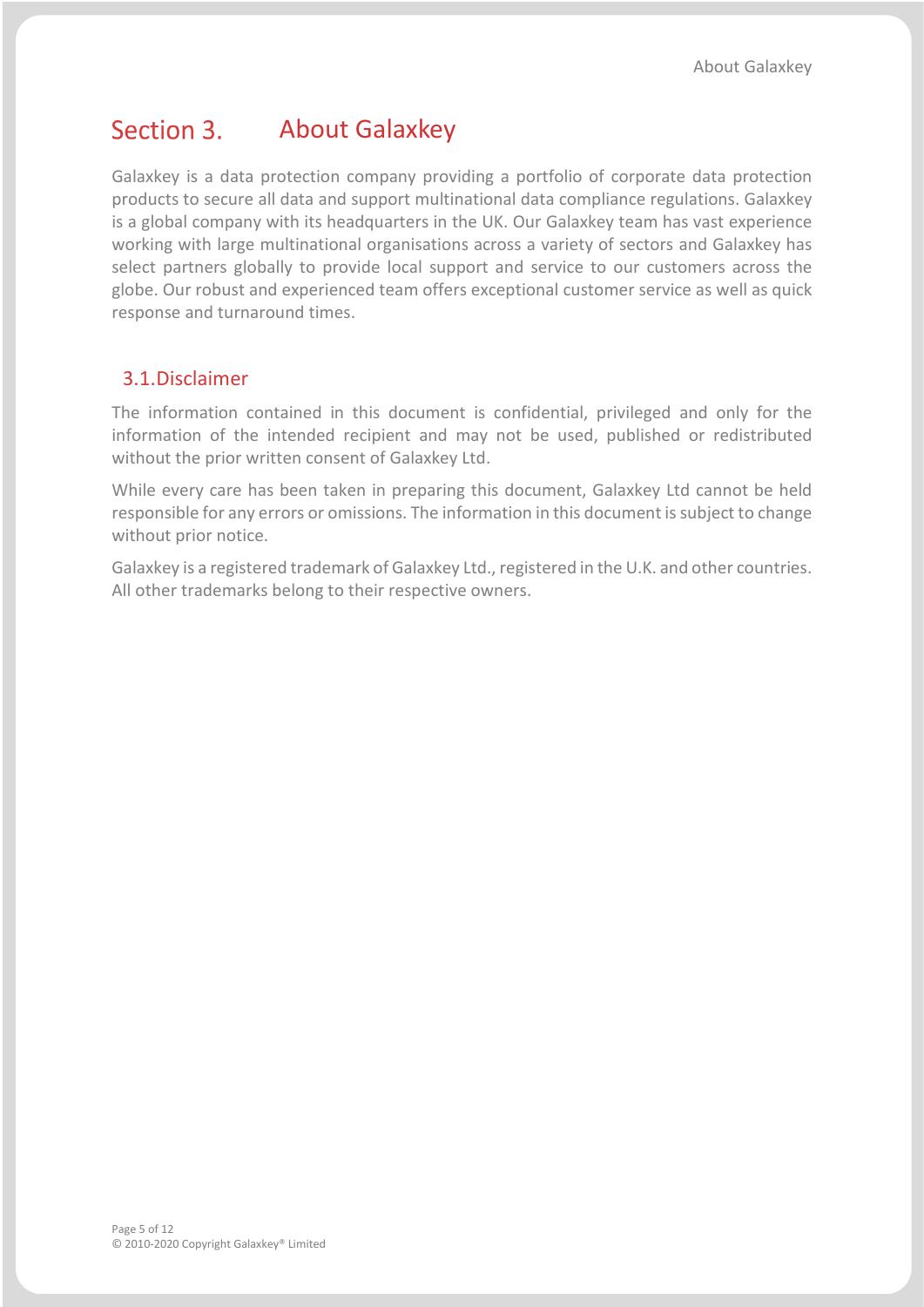# Section 3. About Galaxkey

Galaxkey is a data protection company providing a portfolio of corporate data protection products to secure all data and support multinational data compliance regulations. Galaxkey is a global company with its headquarters in the UK. Our Galaxkey team has vast experience working with large multinational organisations across a variety of sectors and Galaxkey has select partners globally to provide local support and service to our customers across the globe. Our robust and experienced team offers exceptional customer service as well as quick response and turnaround times.

## 3.1. Disclaimer

The information contained in this document is confidential, privileged and only for the information of the intended recipient and may not be used, published or redistributed without the prior written consent of Galaxkey Ltd.

While every care has been taken in preparing this document, Galaxkey Ltd cannot be held responsible for any errors or omissions. The information in this document is subject to change without prior notice.

Galaxkey is a registered trademark of Galaxkey Ltd., registered in the U.K. and other countries. All other trademarks belong to their respective owners.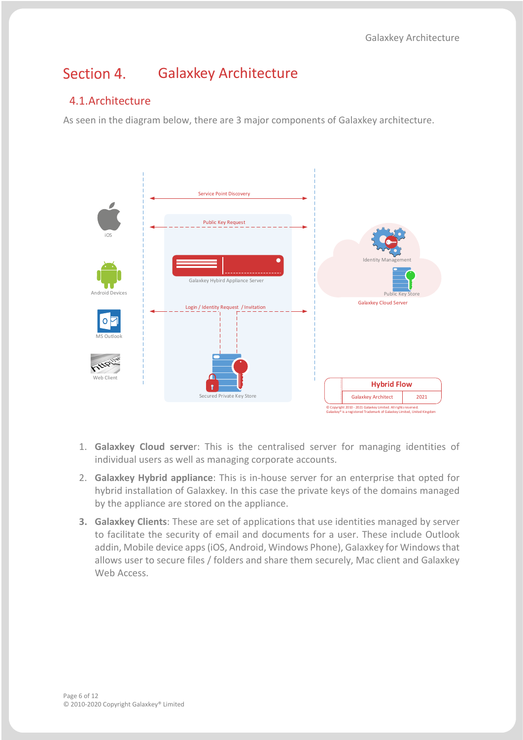# Section 4. Galaxkey Architecture

## 4.1. Architecture

As seen in the diagram below, there are 3 major components of Galaxkey architecture.

1. **Galaxkey Cloud server**: This is the centralised server for managing identities of individual users as well as managing corporate accounts.
2. **Galaxkey Hybrid appliance**: This is in-house server for an enterprise that opted for hybrid installation of Galaxkey. In this case the private keys of the domains managed by the appliance are stored on the appliance.
3. **Galaxkey Clients**: These are set of applications that use identities managed by server to facilitate the security of email and documents for a user. These include Outlook addin, Mobile device apps (iOS, Android, Windows Phone), Galaxkey for Windows that allows user to secure files / folders and share them securely, Mac client and Galaxkey Web Access.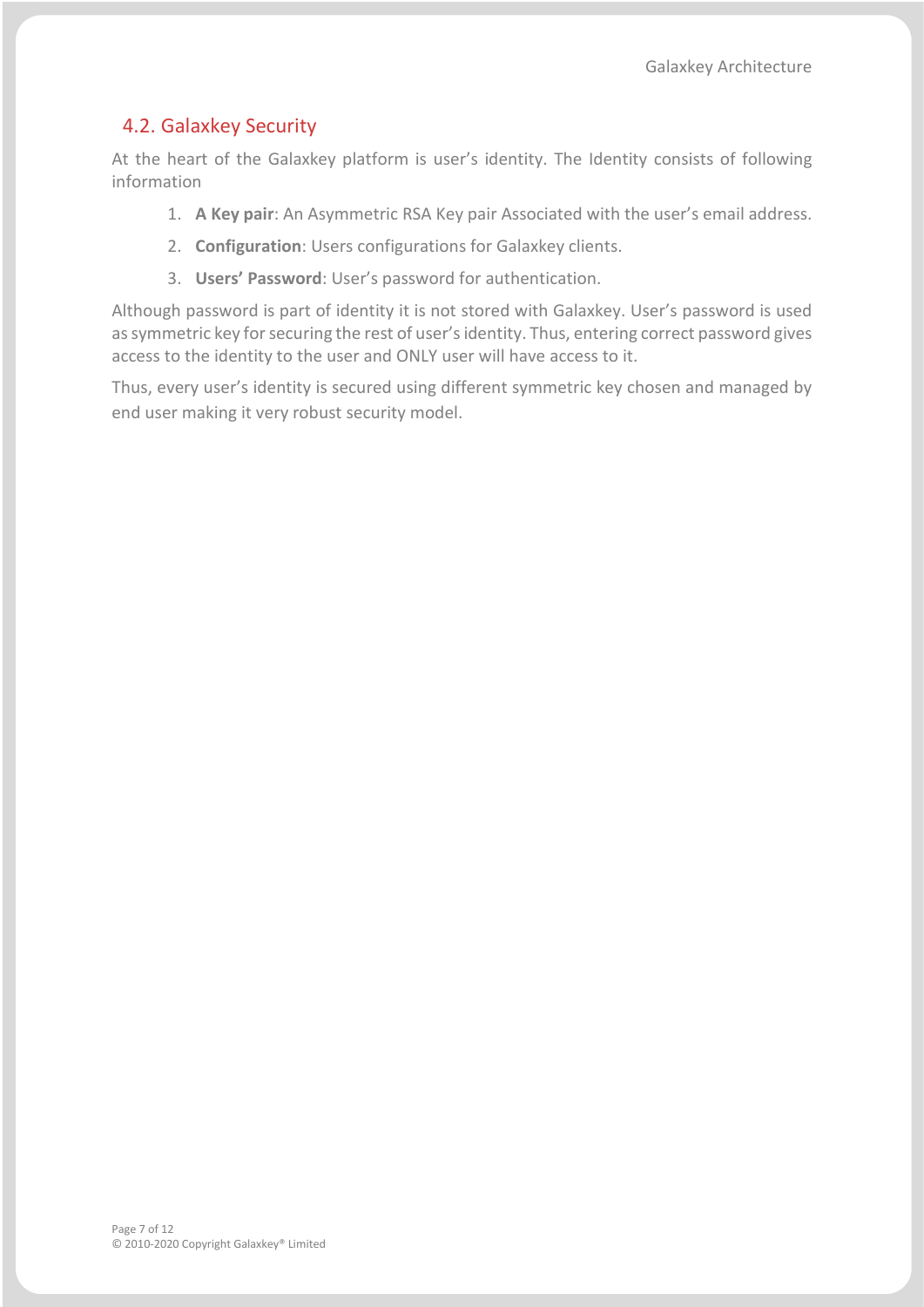## 4.2. Galaxkey Security

At the heart of the Galaxkey platform is user's identity. The Identity consists of following information

1. **A Key pair**: An Asymmetric RSA Key pair Associated with the user's email address.
2. **Configuration**: Users configurations for Galaxkey clients.
3. **Users' Password**: User's password for authentication.

Although password is part of identity it is not stored with Galaxkey. User's password is used as symmetric key for securing the rest of user's identity. Thus, entering correct password gives access to the identity to the user and ONLY user will have access to it.

Thus, every user's identity is secured using different symmetric key chosen and managed by end user making it very robust security model.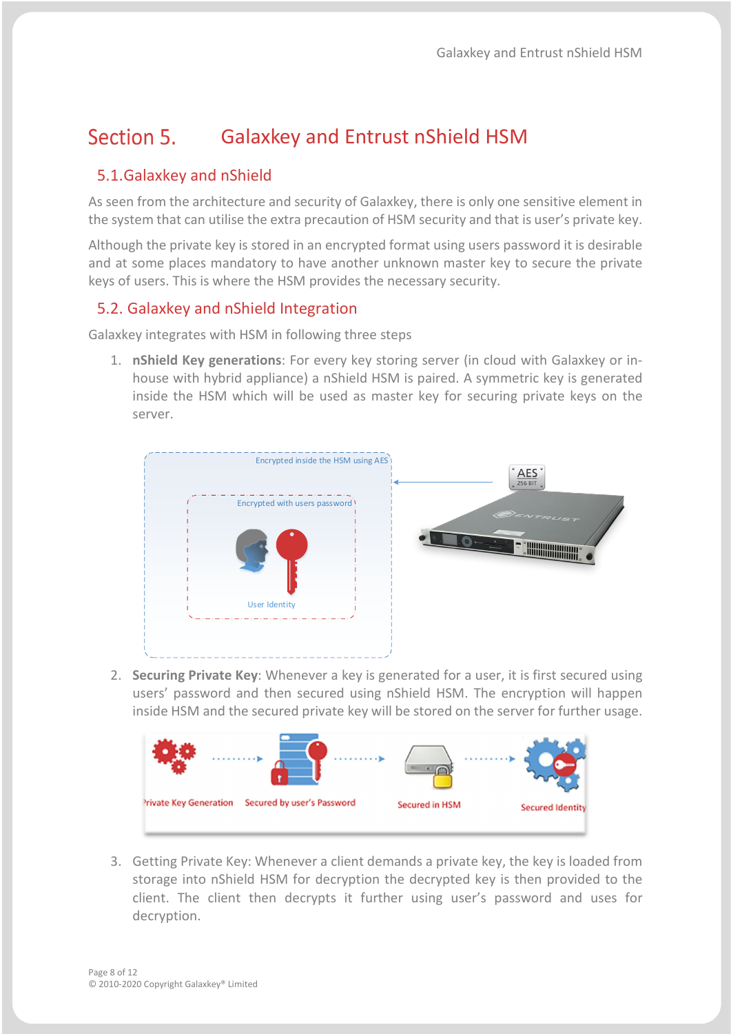# Section 5. Galaxkey and Entrust nShield HSM

## 5.1. Galaxkey and nShield

As seen from the architecture and security of Galaxkey, there is only one sensitive element in the system that can utilise the extra precaution of HSM security and that is user's private key.

Although the private key is stored in an encrypted format using users password it is desirable and at some places mandatory to have another unknown master key to secure the private keys of users. This is where the HSM provides the necessary security.

## 5.2. Galaxkey and nShield Integration

Galaxkey integrates with HSM in following three steps

1. **nShield Key generations**: For every key storing server (in cloud with Galaxkey or in-house with hybrid appliance) a nShield HSM is paired. A symmetric key is generated inside the HSM which will be used as master key for securing private keys on the server.

2. **Securing Private Key**: Whenever a key is generated for a user, it is first secured using users' password and then secured using nShield HSM. The encryption will happen inside HSM and the secured private key will be stored on the server for further usage.

3. Getting Private Key: Whenever a client demands a private key, the key is loaded from storage into nShield HSM for decryption the decrypted key is then provided to the client. The client then decrypts it further using user's password and uses for decryption.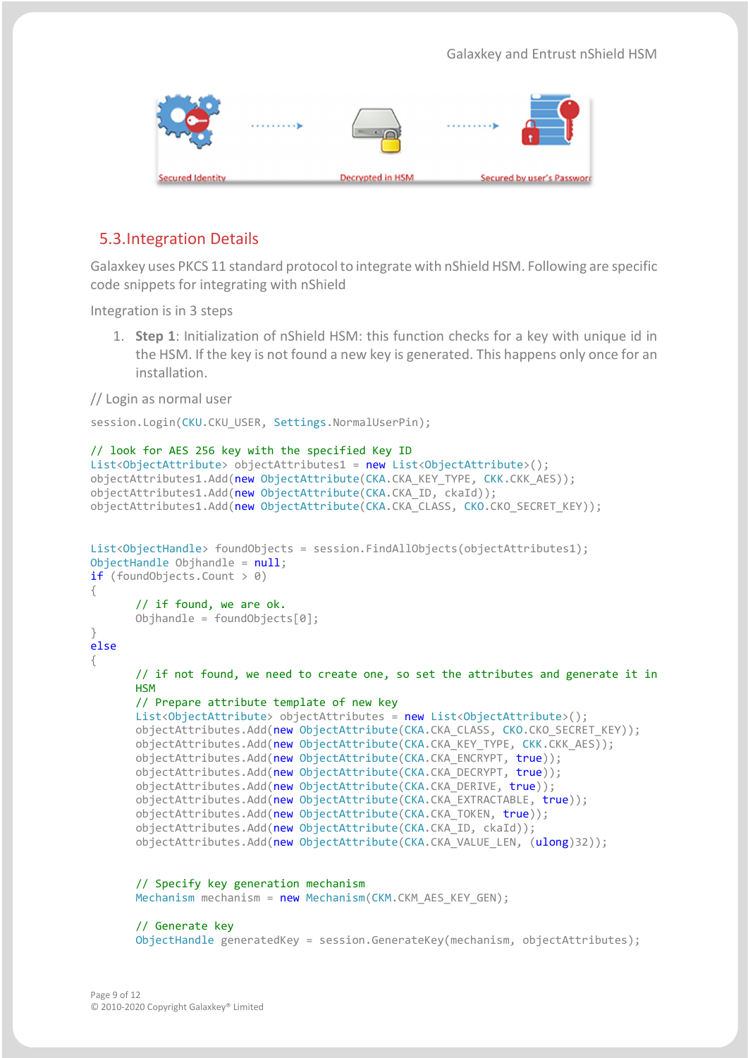Secured Identity → Decrypted in HSM → Secured by user's Password

## 5.3. Integration Details

Galaxkey uses PKCS 11 standard protocol to integrate with nShield HSM. Following are specific code snippets for integrating with nShield

Integration is in 3 steps

1. **Step 1**: Initialization of nShield HSM: this function checks for a key with unique id in the HSM. If the key is not found a new key is generated. This happens only once for an installation.

// Login as normal user

```
session.Login(CKU.CKU_USER, Settings.NormalUserPin);

// look for AES 256 key with the specified Key ID
List<ObjectAttribute> objectAttributes1 = new List<ObjectAttribute>();
objectAttributes1.Add(new ObjectAttribute(CKA.CKA_KEY_TYPE, CKK.CKK_AES));
objectAttributes1.Add(new ObjectAttribute(CKA.CKA_ID, ckaId));
objectAttributes1.Add(new ObjectAttribute(CKA.CKA_CLASS, CKO.CKO_SECRET_KEY));


List<ObjectHandle> foundObjects = session.FindAllObjects(objectAttributes1);
ObjectHandle Objhandle = null;
if (foundObjects.Count > 0)
{
        // if found, we are ok.
        Objhandle = foundObjects[0];
}
else
{
        // if not found, we need to create one, so set the attributes and generate it in
        HSM
        // Prepare attribute template of new key
        List<ObjectAttribute> objectAttributes = new List<ObjectAttribute>();
        objectAttributes.Add(new ObjectAttribute(CKA.CKA_CLASS, CKO.CKO_SECRET_KEY));
        objectAttributes.Add(new ObjectAttribute(CKA.CKA_KEY_TYPE, CKK.CKK_AES));
        objectAttributes.Add(new ObjectAttribute(CKA.CKA_ENCRYPT, true));
        objectAttributes.Add(new ObjectAttribute(CKA.CKA_DECRYPT, true));
        objectAttributes.Add(new ObjectAttribute(CKA.CKA_DERIVE, true));
        objectAttributes.Add(new ObjectAttribute(CKA.CKA_EXTRACTABLE, true));
        objectAttributes.Add(new ObjectAttribute(CKA.CKA_TOKEN, true));
        objectAttributes.Add(new ObjectAttribute(CKA.CKA_ID, ckaId));
        objectAttributes.Add(new ObjectAttribute(CKA.CKA_VALUE_LEN, (ulong)32));


        // Specify key generation mechanism
        Mechanism mechanism = new Mechanism(CKM.CKM_AES_KEY_GEN);

        // Generate key
        ObjectHandle generatedKey = session.GenerateKey(mechanism, objectAttributes);
```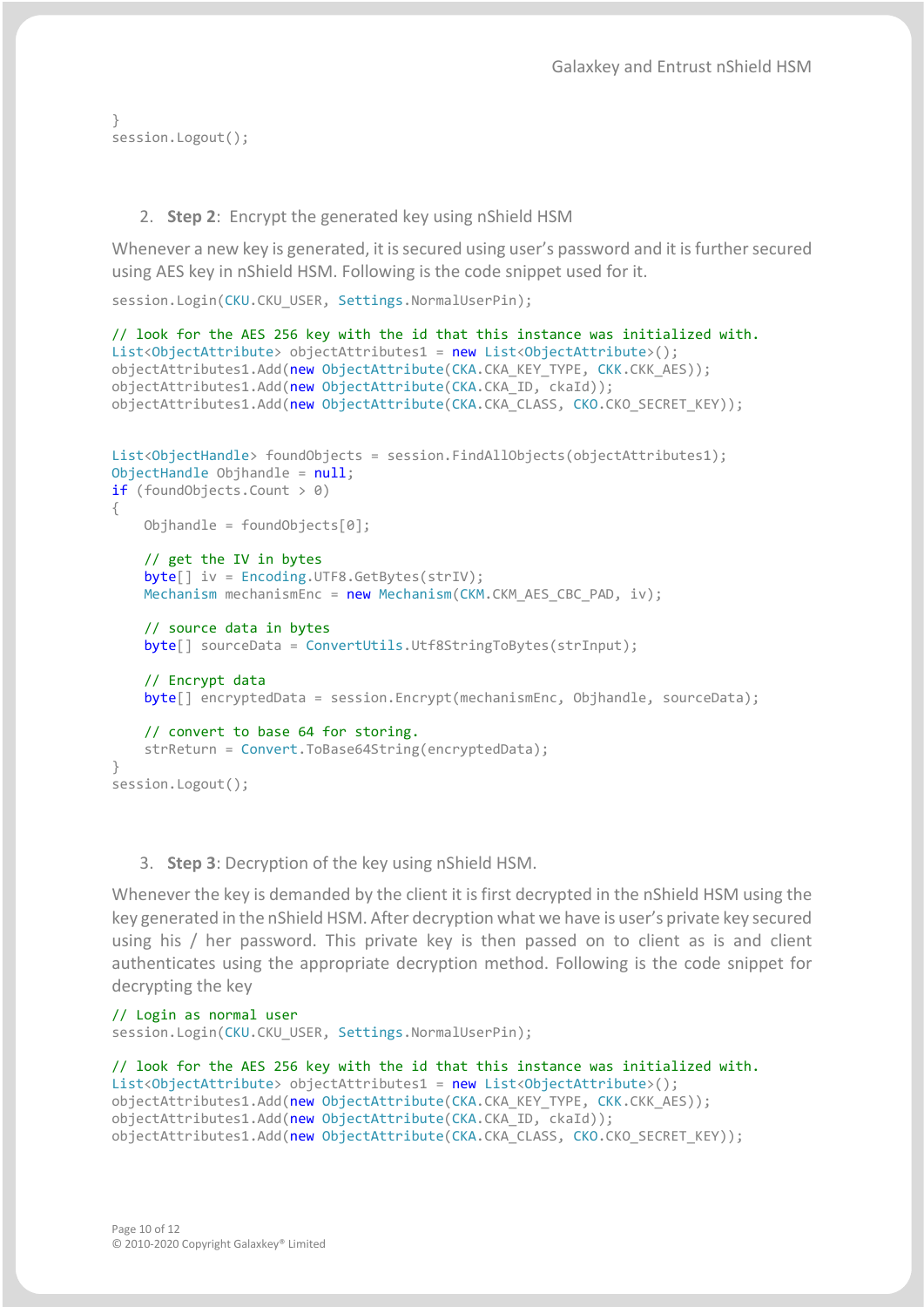```
}
session.Logout();
```

2. **Step 2**: Encrypt the generated key using nShield HSM

Whenever a new key is generated, it is secured using user's password and it is further secured using AES key in nShield HSM. Following is the code snippet used for it.

```
session.Login(CKU.CKU_USER, Settings.NormalUserPin);

// look for the AES 256 key with the id that this instance was initialized with.
List<ObjectAttribute> objectAttributes1 = new List<ObjectAttribute>();
objectAttributes1.Add(new ObjectAttribute(CKA.CKA_KEY_TYPE, CKK.CKK_AES));
objectAttributes1.Add(new ObjectAttribute(CKA.CKA_ID, ckaId));
objectAttributes1.Add(new ObjectAttribute(CKA.CKA_CLASS, CKO.CKO_SECRET_KEY));


List<ObjectHandle> foundObjects = session.FindAllObjects(objectAttributes1);
ObjectHandle Objhandle = null;
if (foundObjects.Count > 0)
{
    Objhandle = foundObjects[0];

    // get the IV in bytes
    byte[] iv = Encoding.UTF8.GetBytes(strIV);
    Mechanism mechanismEnc = new Mechanism(CKM.CKM_AES_CBC_PAD, iv);

    // source data in bytes
    byte[] sourceData = ConvertUtils.Utf8StringToBytes(strInput);

    // Encrypt data
    byte[] encryptedData = session.Encrypt(mechanismEnc, Objhandle, sourceData);

    // convert to base 64 for storing.
    strReturn = Convert.ToBase64String(encryptedData);
}
session.Logout();
```

3. **Step 3**: Decryption of the key using nShield HSM.

Whenever the key is demanded by the client it is first decrypted in the nShield HSM using the key generated in the nShield HSM. After decryption what we have is user's private key secured using his / her password. This private key is then passed on to client as is and client authenticates using the appropriate decryption method. Following is the code snippet for decrypting the key

```
// Login as normal user
session.Login(CKU.CKU_USER, Settings.NormalUserPin);

// look for the AES 256 key with the id that this instance was initialized with.
List<ObjectAttribute> objectAttributes1 = new List<ObjectAttribute>();
objectAttributes1.Add(new ObjectAttribute(CKA.CKA_KEY_TYPE, CKK.CKK_AES));
objectAttributes1.Add(new ObjectAttribute(CKA.CKA_ID, ckaId));
objectAttributes1.Add(new ObjectAttribute(CKA.CKA_CLASS, CKO.CKO_SECRET_KEY));
```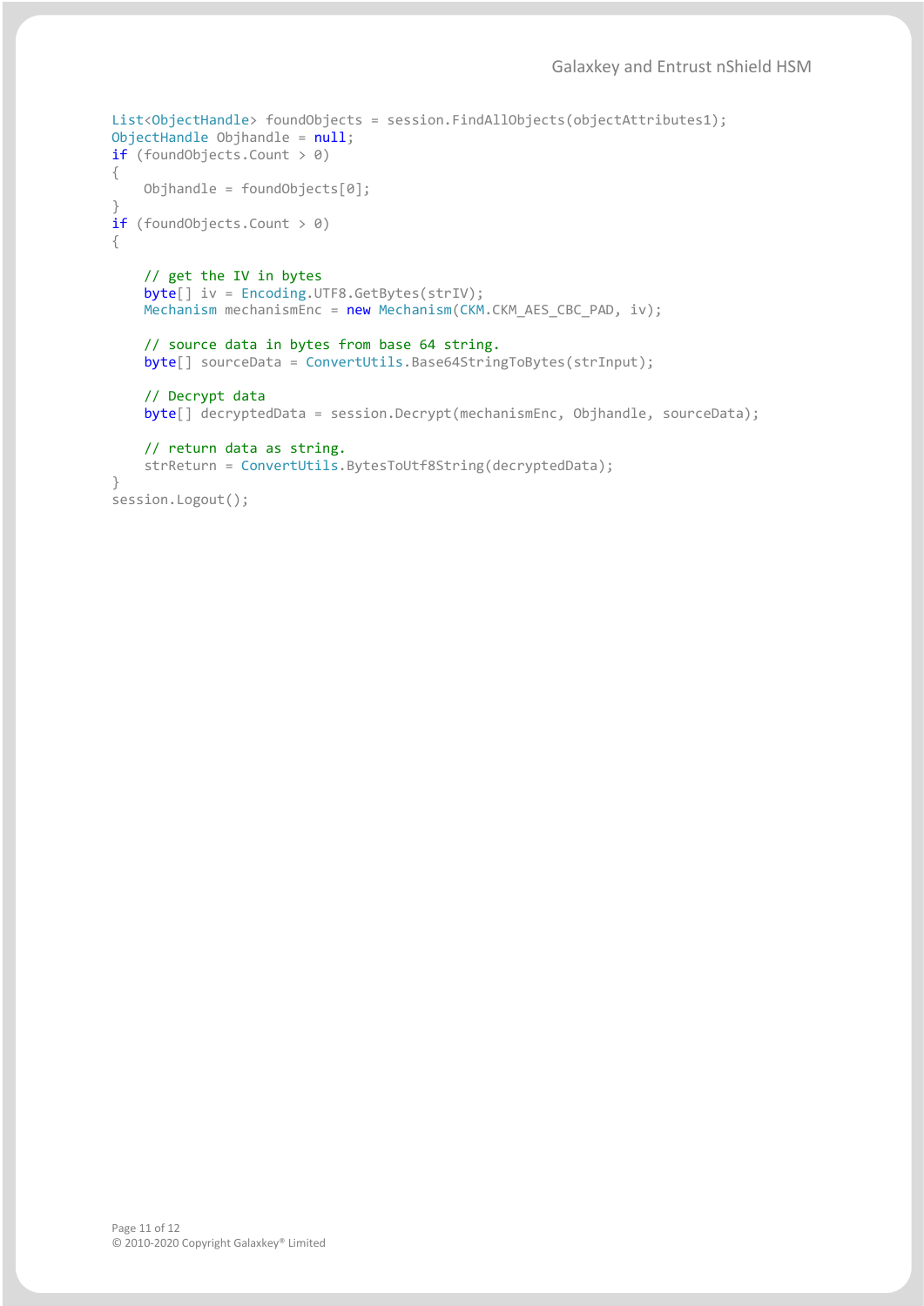```
List<ObjectHandle> foundObjects = session.FindAllObjects(objectAttributes1);
ObjectHandle Objhandle = null;
if (foundObjects.Count > 0)
{
    Objhandle = foundObjects[0];
}
if (foundObjects.Count > 0)
{

    // get the IV in bytes
    byte[] iv = Encoding.UTF8.GetBytes(strIV);
    Mechanism mechanismEnc = new Mechanism(CKM.CKM_AES_CBC_PAD, iv);

    // source data in bytes from base 64 string.
    byte[] sourceData = ConvertUtils.Base64StringToBytes(strInput);

    // Decrypt data
    byte[] decryptedData = session.Decrypt(mechanismEnc, Objhandle, sourceData);

    // return data as string.
    strReturn = ConvertUtils.BytesToUtf8String(decryptedData);
}
session.Logout();
```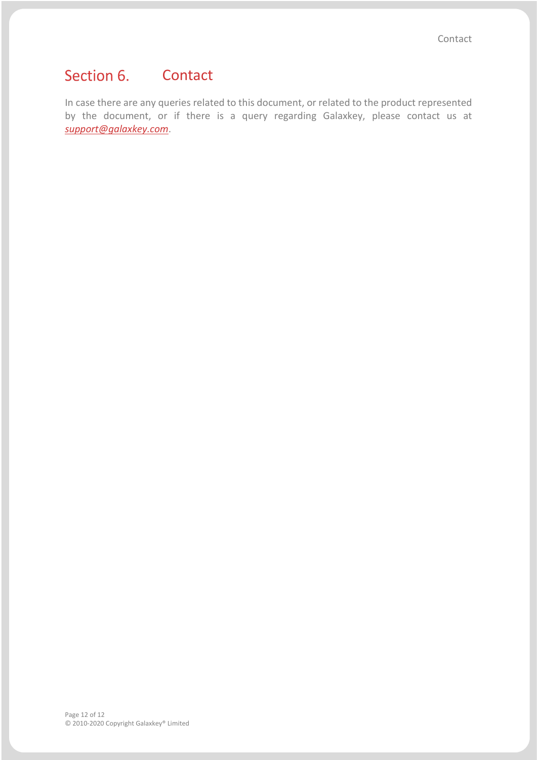# Section 6. Contact

In case there are any queries related to this document, or related to the product represented by the document, or if there is a query regarding Galaxkey, please contact us at *support@galaxkey.com*.